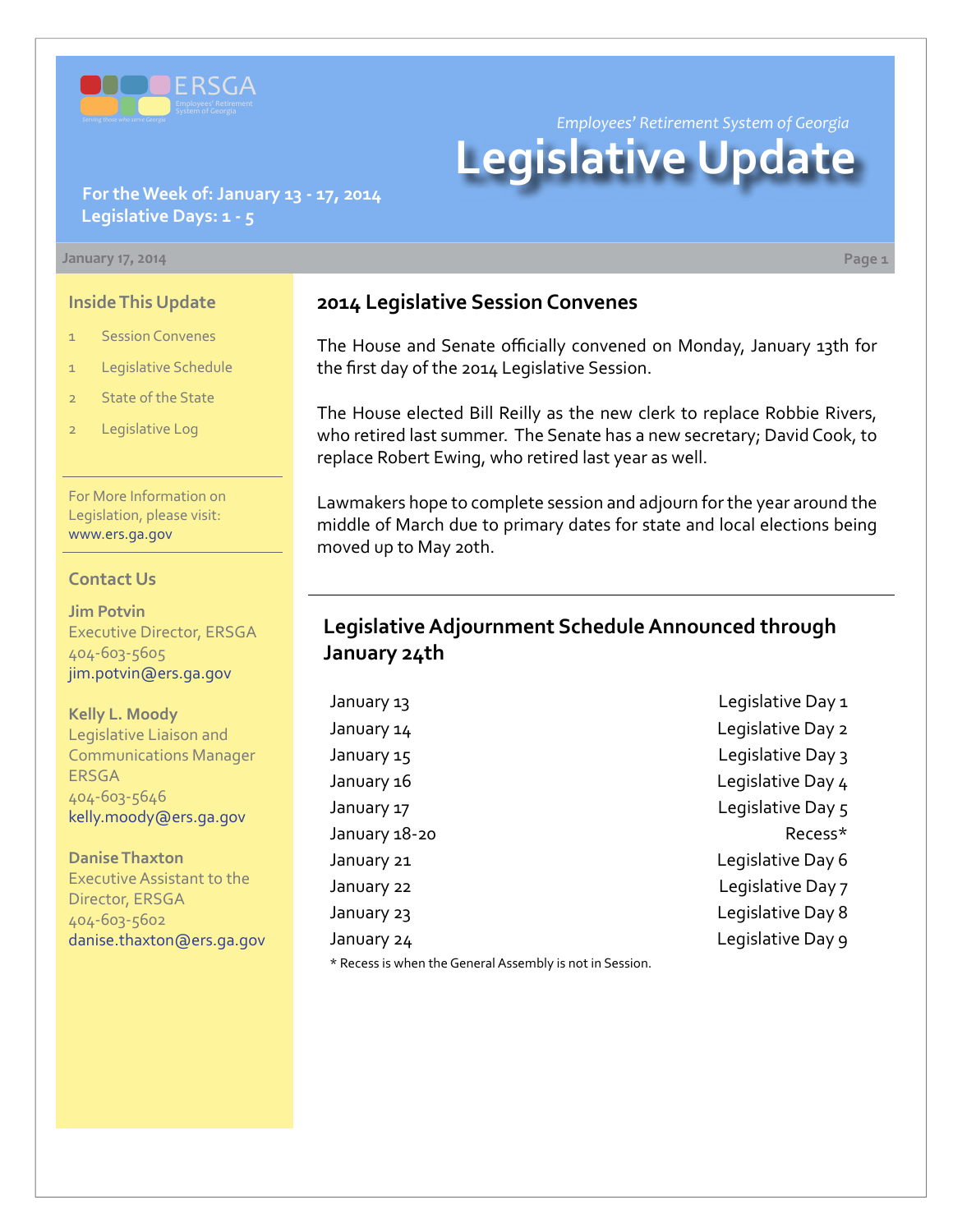ERSGA

Employees' Retirement System of Georgia

Serving those who serve Georgia

*Employees' Retirement System of Georgia*

# Legislative Update

**For the Week of: January 13 - 17, 2014**
**Legislative Days: 1 - 5**

January 17, 2014

## Inside This Update

1 Session Convenes

1 Legislative Schedule

2 State of the State

2 Legislative Log

For More Information on Legislation, please visit: www.ers.ga.gov

## Contact Us

**Jim Potvin**
Executive Director, ERSGA
404-603-5605
jim.potvin@ers.ga.gov

**Kelly L. Moody**
Legislative Liaison and Communications Manager ERSGA
404-603-5646
kelly.moody@ers.ga.gov

**Danise Thaxton**
Executive Assistant to the Director, ERSGA
404-603-5602
danise.thaxton@ers.ga.gov

## 2014 Legislative Session Convenes

The House and Senate officially convened on Monday, January 13th for the first day of the 2014 Legislative Session.

The House elected Bill Reilly as the new clerk to replace Robbie Rivers, who retired last summer. The Senate has a new secretary; David Cook, to replace Robert Ewing, who retired last year as well.

Lawmakers hope to complete session and adjourn for the year around the middle of March due to primary dates for state and local elections being moved up to May 20th.

## Legislative Adjournment Schedule Announced through January 24th

| Date | Day |
|---|---|
| January 13 | Legislative Day 1 |
| January 14 | Legislative Day 2 |
| January 15 | Legislative Day 3 |
| January 16 | Legislative Day 4 |
| January 17 | Legislative Day 5 |
| January 18-20 | Recess* |
| January 21 | Legislative Day 6 |
| January 22 | Legislative Day 7 |
| January 23 | Legislative Day 8 |
| January 24 | Legislative Day 9 |

* Recess is when the General Assembly is not in Session.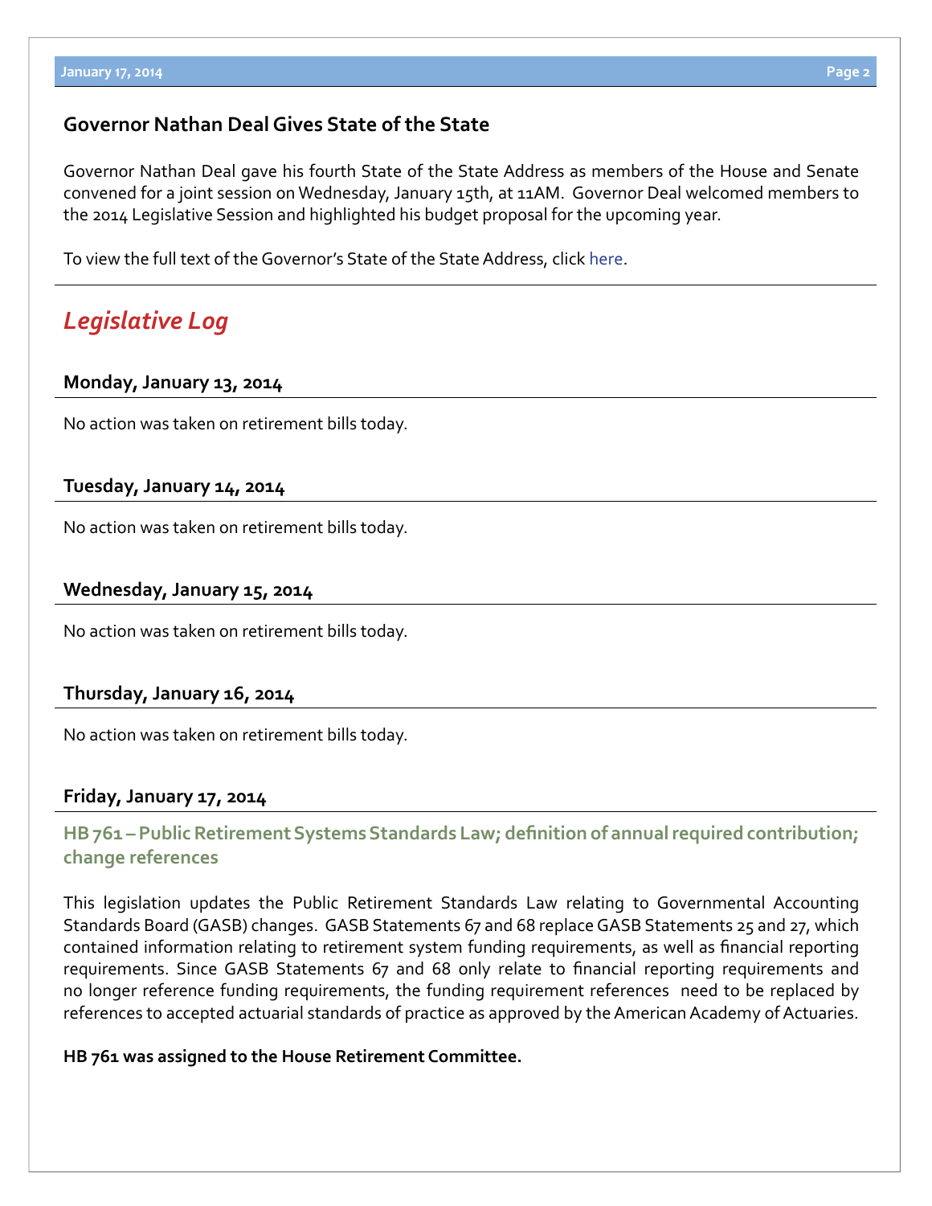## Governor Nathan Deal Gives State of the State

Governor Nathan Deal gave his fourth State of the State Address as members of the House and Senate convened for a joint session on Wednesday, January 15th, at 11AM. Governor Deal welcomed members to the 2014 Legislative Session and highlighted his budget proposal for the upcoming year.

To view the full text of the Governor's State of the State Address, click here.

---

# *Legislative Log*

### Monday, January 13, 2014

No action was taken on retirement bills today.

### Tuesday, January 14, 2014

No action was taken on retirement bills today.

### Wednesday, January 15, 2014

No action was taken on retirement bills today.

### Thursday, January 16, 2014

No action was taken on retirement bills today.

### Friday, January 17, 2014

#### HB 761 – Public Retirement Systems Standards Law; definition of annual required contribution; change references

This legislation updates the Public Retirement Standards Law relating to Governmental Accounting Standards Board (GASB) changes. GASB Statements 67 and 68 replace GASB Statements 25 and 27, which contained information relating to retirement system funding requirements, as well as financial reporting requirements. Since GASB Statements 67 and 68 only relate to financial reporting requirements and no longer reference funding requirements, the funding requirement references need to be replaced by references to accepted actuarial standards of practice as approved by the American Academy of Actuaries.

**HB 761 was assigned to the House Retirement Committee.**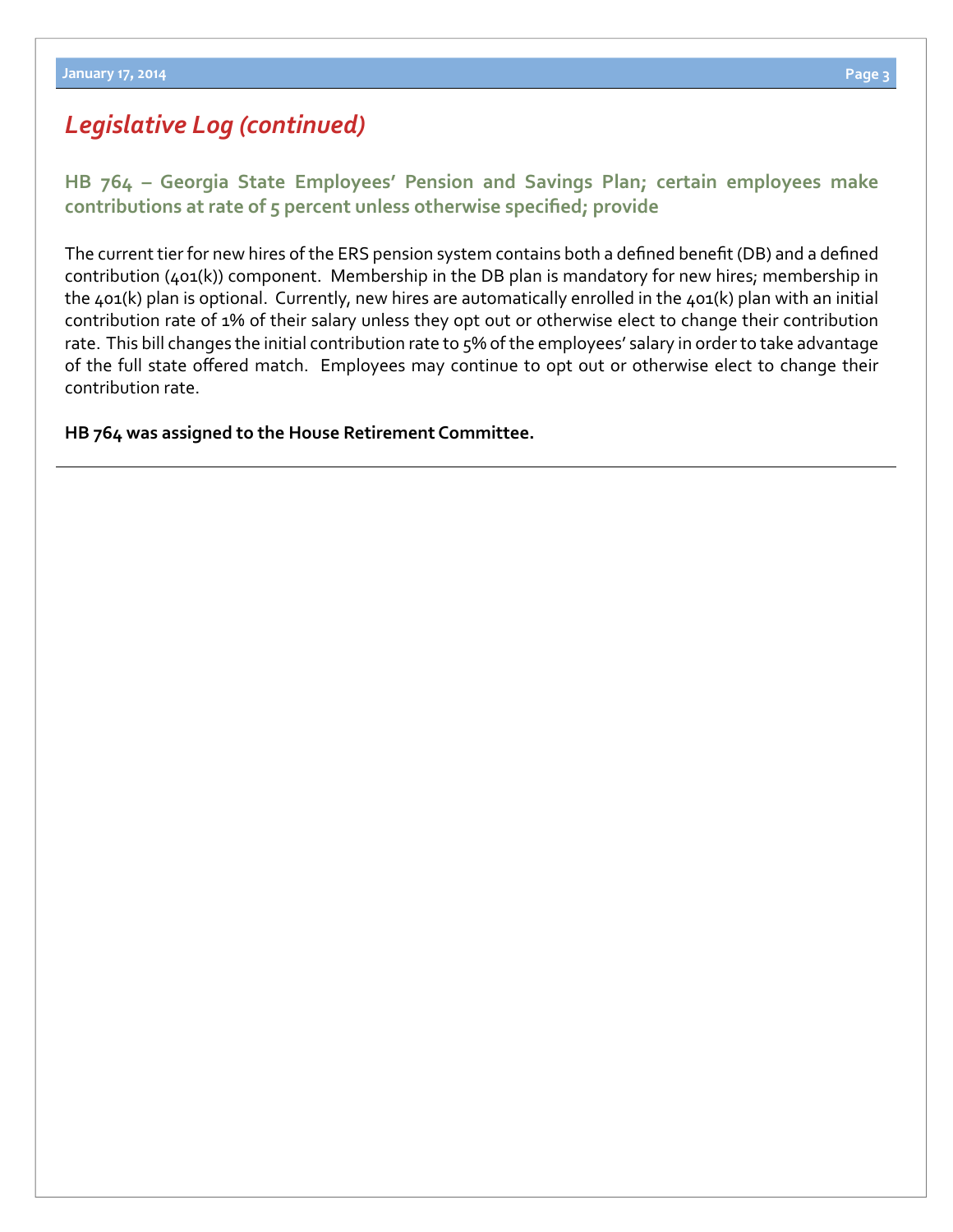# *Legislative Log (continued)*

### HB 764 – Georgia State Employees' Pension and Savings Plan; certain employees make contributions at rate of 5 percent unless otherwise specified; provide

The current tier for new hires of the ERS pension system contains both a defined benefit (DB) and a defined contribution (401(k)) component. Membership in the DB plan is mandatory for new hires; membership in the 401(k) plan is optional. Currently, new hires are automatically enrolled in the 401(k) plan with an initial contribution rate of 1% of their salary unless they opt out or otherwise elect to change their contribution rate. This bill changes the initial contribution rate to 5% of the employees' salary in order to take advantage of the full state offered match. Employees may continue to opt out or otherwise elect to change their contribution rate.

**HB 764 was assigned to the House Retirement Committee.**